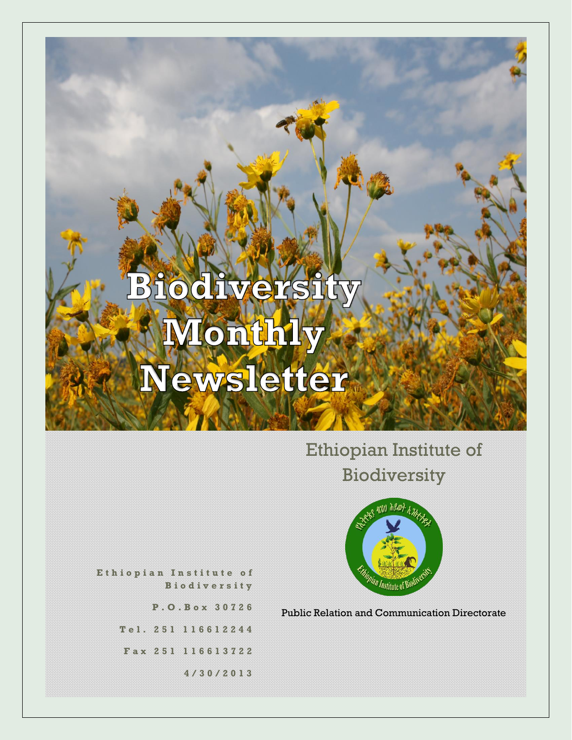# Biodiversity Monthly Newsletter

## Ethiopian Institute of Biodiversity

Public Relation and Communication Directorate

**Ethiopian Institute of Biodiversity**

**P.O.Box 30726**

**Tel. 251 116612244**

**Fax 251 116613722**

**4/30/2013**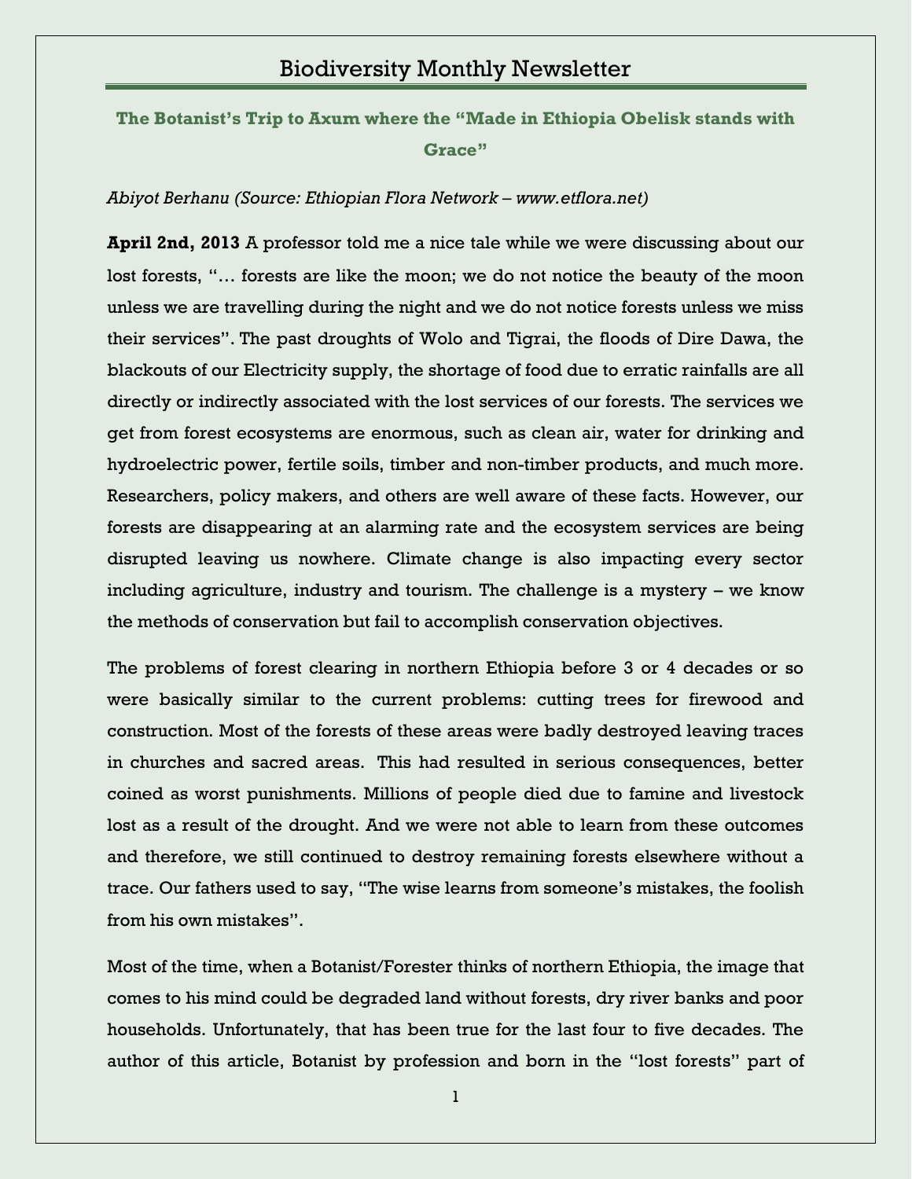# Biodiversity Monthly Newsletter

## The Botanist's Trip to Axum where the "Made in Ethiopia Obelisk stands with Grace"

*Abiyot Berhanu (Source: Ethiopian Flora Network – www.etflora.net)*

**April 2nd, 2013** A professor told me a nice tale while we were discussing about our lost forests, "… forests are like the moon; we do not notice the beauty of the moon unless we are travelling during the night and we do not notice forests unless we miss their services". The past droughts of Wolo and Tigrai, the floods of Dire Dawa, the blackouts of our Electricity supply, the shortage of food due to erratic rainfalls are all directly or indirectly associated with the lost services of our forests. The services we get from forest ecosystems are enormous, such as clean air, water for drinking and hydroelectric power, fertile soils, timber and non-timber products, and much more. Researchers, policy makers, and others are well aware of these facts. However, our forests are disappearing at an alarming rate and the ecosystem services are being disrupted leaving us nowhere. Climate change is also impacting every sector including agriculture, industry and tourism. The challenge is a mystery – we know the methods of conservation but fail to accomplish conservation objectives.

The problems of forest clearing in northern Ethiopia before 3 or 4 decades or so were basically similar to the current problems: cutting trees for firewood and construction. Most of the forests of these areas were badly destroyed leaving traces in churches and sacred areas. This had resulted in serious consequences, better coined as worst punishments. Millions of people died due to famine and livestock lost as a result of the drought. And we were not able to learn from these outcomes and therefore, we still continued to destroy remaining forests elsewhere without a trace. Our fathers used to say, "The wise learns from someone's mistakes, the foolish from his own mistakes".

Most of the time, when a Botanist/Forester thinks of northern Ethiopia, the image that comes to his mind could be degraded land without forests, dry river banks and poor households. Unfortunately, that has been true for the last four to five decades. The author of this article, Botanist by profession and born in the "lost forests" part of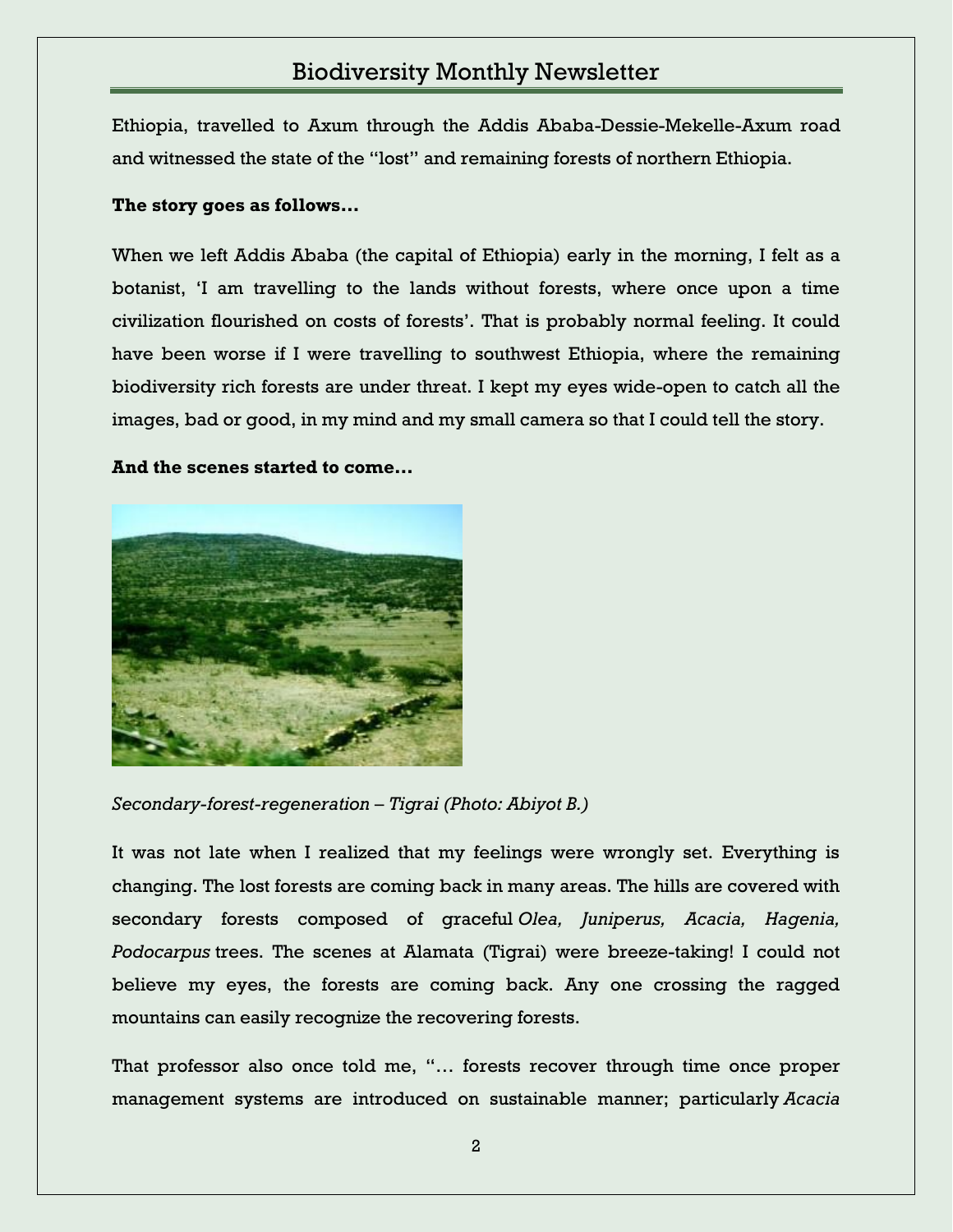Ethiopia, travelled to Axum through the Addis Ababa-Dessie-Mekelle-Axum road and witnessed the state of the "lost" and remaining forests of northern Ethiopia.

**The story goes as follows…**

When we left Addis Ababa (the capital of Ethiopia) early in the morning, I felt as a botanist, 'I am travelling to the lands without forests, where once upon a time civilization flourished on costs of forests'. That is probably normal feeling. It could have been worse if I were travelling to southwest Ethiopia, where the remaining biodiversity rich forests are under threat. I kept my eyes wide-open to catch all the images, bad or good, in my mind and my small camera so that I could tell the story.

**And the scenes started to come…**

*Secondary-forest-regeneration – Tigrai (Photo: Abiyot B.)*

It was not late when I realized that my feelings were wrongly set. Everything is changing. The lost forests are coming back in many areas. The hills are covered with secondary forests composed of graceful *Olea, Juniperus, Acacia, Hagenia, Podocarpus* trees. The scenes at Alamata (Tigrai) were breeze-taking! I could not believe my eyes, the forests are coming back. Any one crossing the ragged mountains can easily recognize the recovering forests.

That professor also once told me, "… forests recover through time once proper management systems are introduced on sustainable manner; particularly *Acacia*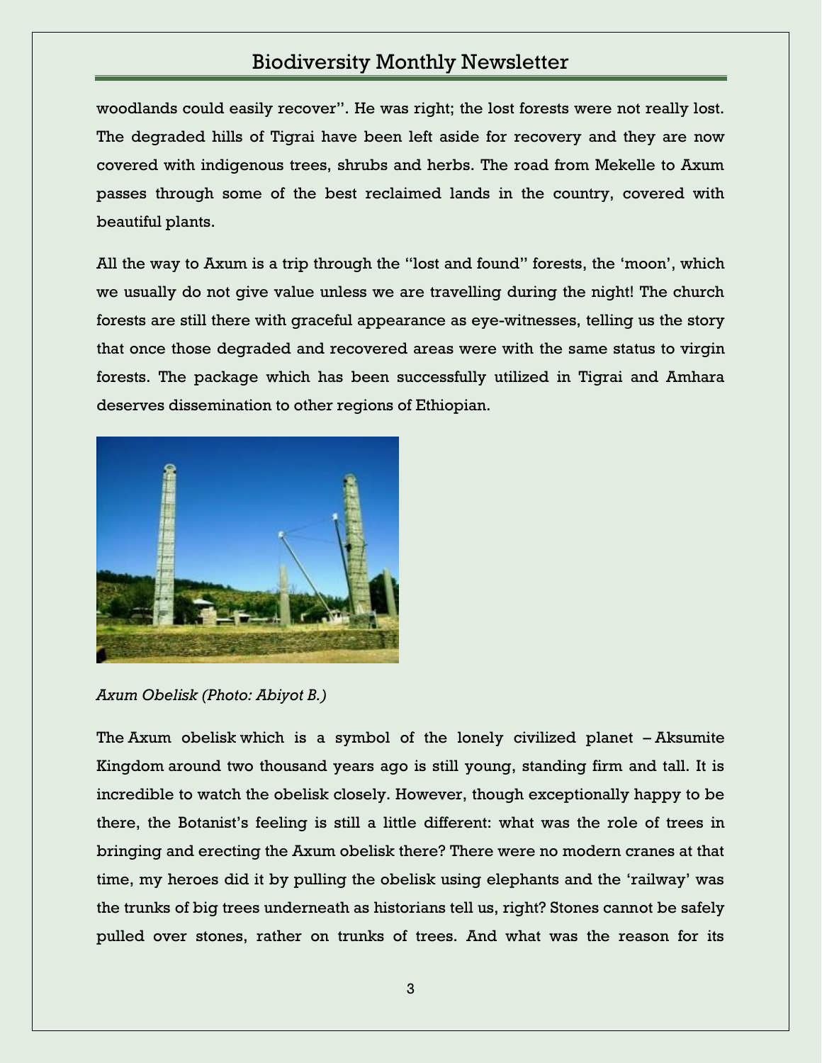woodlands could easily recover". He was right; the lost forests were not really lost. The degraded hills of Tigrai have been left aside for recovery and they are now covered with indigenous trees, shrubs and herbs. The road from Mekelle to Axum passes through some of the best reclaimed lands in the country, covered with beautiful plants.

All the way to Axum is a trip through the "lost and found" forests, the 'moon', which we usually do not give value unless we are travelling during the night! The church forests are still there with graceful appearance as eye-witnesses, telling us the story that once those degraded and recovered areas were with the same status to virgin forests. The package which has been successfully utilized in Tigrai and Amhara deserves dissemination to other regions of Ethiopian.

*Axum Obelisk (Photo: Abiyot B.)*

The Axum obelisk which is a symbol of the lonely civilized planet – Aksumite Kingdom around two thousand years ago is still young, standing firm and tall. It is incredible to watch the obelisk closely. However, though exceptionally happy to be there, the Botanist's feeling is still a little different: what was the role of trees in bringing and erecting the Axum obelisk there? There were no modern cranes at that time, my heroes did it by pulling the obelisk using elephants and the 'railway' was the trunks of big trees underneath as historians tell us, right? Stones cannot be safely pulled over stones, rather on trunks of trees. And what was the reason for its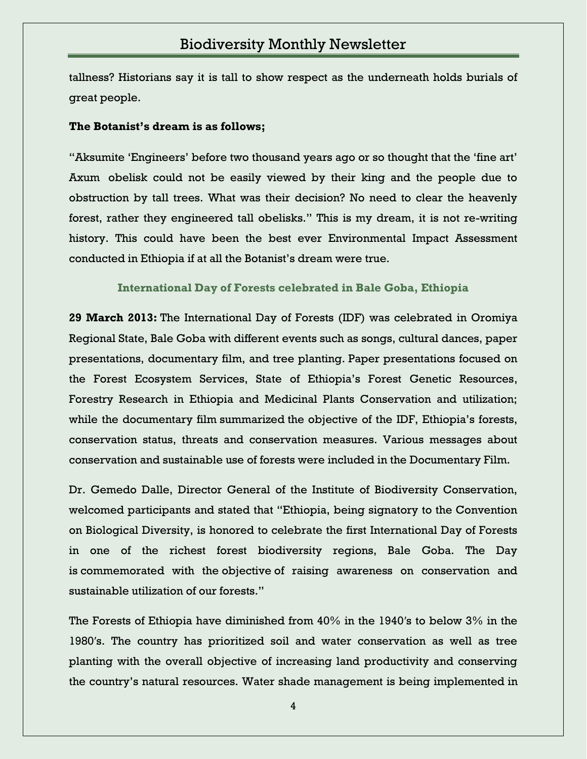tallness? Historians say it is tall to show respect as the underneath holds burials of great people.

**The Botanist's dream is as follows;**

"Aksumite 'Engineers' before two thousand years ago or so thought that the 'fine art' Axum obelisk could not be easily viewed by their king and the people due to obstruction by tall trees. What was their decision? No need to clear the heavenly forest, rather they engineered tall obelisks." This is my dream, it is not re-writing history. This could have been the best ever Environmental Impact Assessment conducted in Ethiopia if at all the Botanist's dream were true.

### International Day of Forests celebrated in Bale Goba, Ethiopia

**29 March 2013:** The International Day of Forests (IDF) was celebrated in Oromiya Regional State, Bale Goba with different events such as songs, cultural dances, paper presentations, documentary film, and tree planting. Paper presentations focused on the Forest Ecosystem Services, State of Ethiopia's Forest Genetic Resources, Forestry Research in Ethiopia and Medicinal Plants Conservation and utilization; while the documentary film summarized the objective of the IDF, Ethiopia's forests, conservation status, threats and conservation measures. Various messages about conservation and sustainable use of forests were included in the Documentary Film.

Dr. Gemedo Dalle, Director General of the Institute of Biodiversity Conservation, welcomed participants and stated that "Ethiopia, being signatory to the Convention on Biological Diversity, is honored to celebrate the first International Day of Forests in one of the richest forest biodiversity regions, Bale Goba. The Day is commemorated with the objective of raising awareness on conservation and sustainable utilization of our forests."

The Forests of Ethiopia have diminished from 40% in the 1940′s to below 3% in the 1980′s. The country has prioritized soil and water conservation as well as tree planting with the overall objective of increasing land productivity and conserving the country's natural resources. Water shade management is being implemented in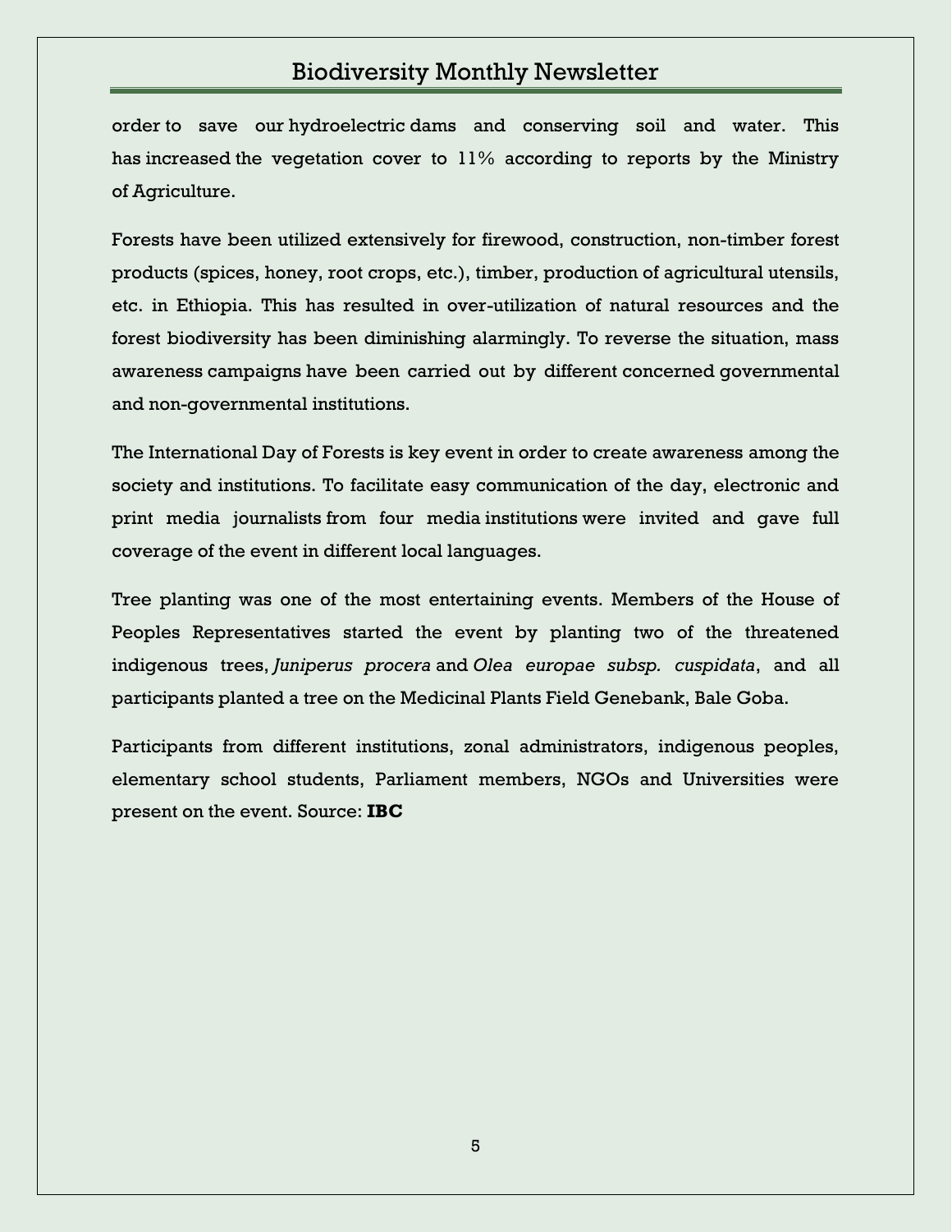order to save our hydroelectric dams and conserving soil and water. This has increased the vegetation cover to 11% according to reports by the Ministry of Agriculture.

Forests have been utilized extensively for firewood, construction, non-timber forest products (spices, honey, root crops, etc.), timber, production of agricultural utensils, etc. in Ethiopia. This has resulted in over-utilization of natural resources and the forest biodiversity has been diminishing alarmingly. To reverse the situation, mass awareness campaigns have been carried out by different concerned governmental and non-governmental institutions.

The International Day of Forests is key event in order to create awareness among the society and institutions. To facilitate easy communication of the day, electronic and print media journalists from four media institutions were invited and gave full coverage of the event in different local languages.

Tree planting was one of the most entertaining events. Members of the House of Peoples Representatives started the event by planting two of the threatened indigenous trees, *Juniperus procera* and *Olea europae subsp. cuspidata*, and all participants planted a tree on the Medicinal Plants Field Genebank, Bale Goba.

Participants from different institutions, zonal administrators, indigenous peoples, elementary school students, Parliament members, NGOs and Universities were present on the event. Source: **IBC**